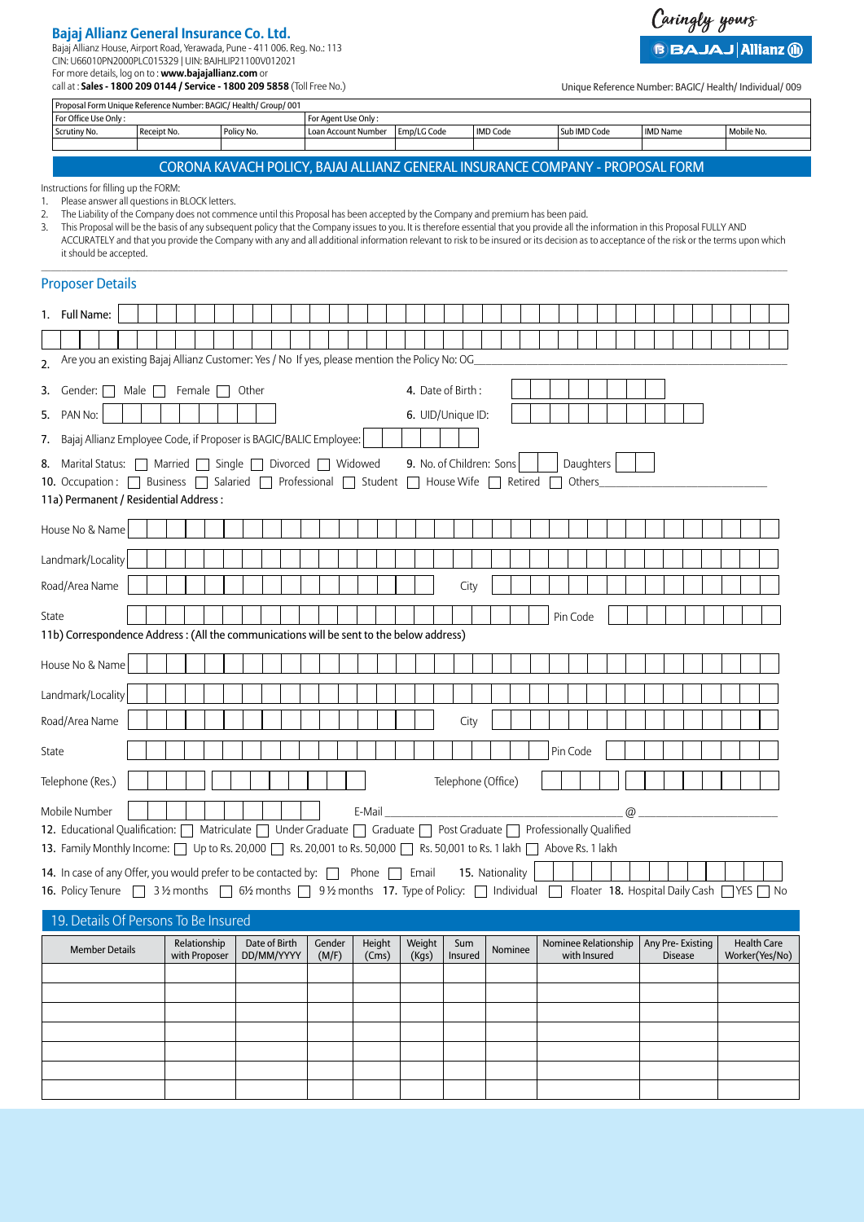**Bajaj Allianz General Insurance Co. Ltd.**
Bajaj Allianz House, Airport Road, Yerawada, Pune - 411 006. Reg. No.: 113
CIN: U66010PN2000PLC015329 | UIN: BAJHLIP21100V012021
For more details, log on to : **www.bajajallianz.com** or
call at : **Sales - 1800 209 0144 / Service - 1800 209 5858** (Toll Free No.)

Caringly yours
BAJAJ Allianz

Unique Reference Number: BAGIC/ Health/ Individual/ 009

| Proposal Form Unique Reference Number: BAGIC/ Health/ Group/ 001 | | | | | | | | |
|---|---|---|---|---|---|---|---|---|
| For Office Use Only : | | | For Agent Use Only : | | | | | |
| Scrutiny No. | Receipt No. | Policy No. | Loan Account Number | Emp/LG Code | IMD Code | Sub IMD Code | IMD Name | Mobile No. |
| | | | | | | | | |

## CORONA KAVACH POLICY, BAJAJ ALLIANZ GENERAL INSURANCE COMPANY - PROPOSAL FORM

Instructions for filling up the FORM:

1. Please answer all questions in BLOCK letters.
2. The Liability of the Company does not commence until this Proposal has been accepted by the Company and premium has been paid.
3. This Proposal will be the basis of any subsequent policy that the Company issues to you. It is therefore essential that you provide all the information in this Proposal FULLY AND ACCURATELY and that you provide the Company with any and all additional information relevant to risk to be insured or its decision as to acceptance of the risk or the terms upon which it should be accepted.

## Proposer Details

1. **Full Name:**
2. Are you an existing Bajaj Allianz Customer: Yes / No If yes, please mention the Policy No: OG\_\_\_\_\_\_\_\_
3. Gender: ☐ Male ☐ Female ☐ Other
4. Date of Birth :
5. PAN No:
6. UID/Unique ID:
7. Bajaj Allianz Employee Code, if Proposer is BAGIC/BALIC Employee:
8. Marital Status: ☐ Married ☐ Single ☐ Divorced ☐ Widowed
9. No. of Children: Sons ☐ Daughters ☐
10. Occupation : ☐ Business ☐ Salaried ☐ Professional ☐ Student ☐ House Wife ☐ Retired ☐ Others\_\_\_\_\_\_\_\_

11a) Permanent / Residential Address :

House No & Name
Landmark/Locality
Road/Area Name  City
State  Pin Code

11b) Correspondence Address : (All the communications will be sent to the below address)

House No & Name
Landmark/Locality
Road/Area Name  City
State  Pin Code
Telephone (Res.)  Telephone (Office)
Mobile Number  E-Mail \_\_\_\_\_\_\_\_ @ \_\_\_\_\_\_\_\_

12. Educational Qualification: ☐ Matriculate ☐ Under Graduate ☐ Graduate ☐ Post Graduate ☐ Professionally Qualified
13. Family Monthly Income: ☐ Up to Rs. 20,000 ☐ Rs. 20,001 to Rs. 50,000 ☐ Rs. 50,001 to Rs. 1 lakh ☐ Above Rs. 1 lakh
14. In case of any Offer, you would prefer to be contacted by: ☐ Phone ☐ Email
15. Nationality
16. Policy Tenure ☐ 3 ½ months ☐ 6½ months ☐ 9 ½ months
17. Type of Policy: ☐ Individual ☐ Floater
18. Hospital Daily Cash ☐ YES ☐ No

## 19. Details Of Persons To Be Insured

| Member Details | Relationship with Proposer | Date of Birth DD/MM/YYYY | Gender (M/F) | Height (Cms) | Weight (Kgs) | Sum Insured | Nominee | Nominee Relationship with Insured | Any Pre- Existing Disease | Health Care Worker(Yes/No) |
|---|---|---|---|---|---|---|---|---|---|---|
| | | | | | | | | | | |
| | | | | | | | | | | |
| | | | | | | | | | | |
| | | | | | | | | | | |
| | | | | | | | | | | |
| | | | | | | | | | | |
| | | | | | | | | | | |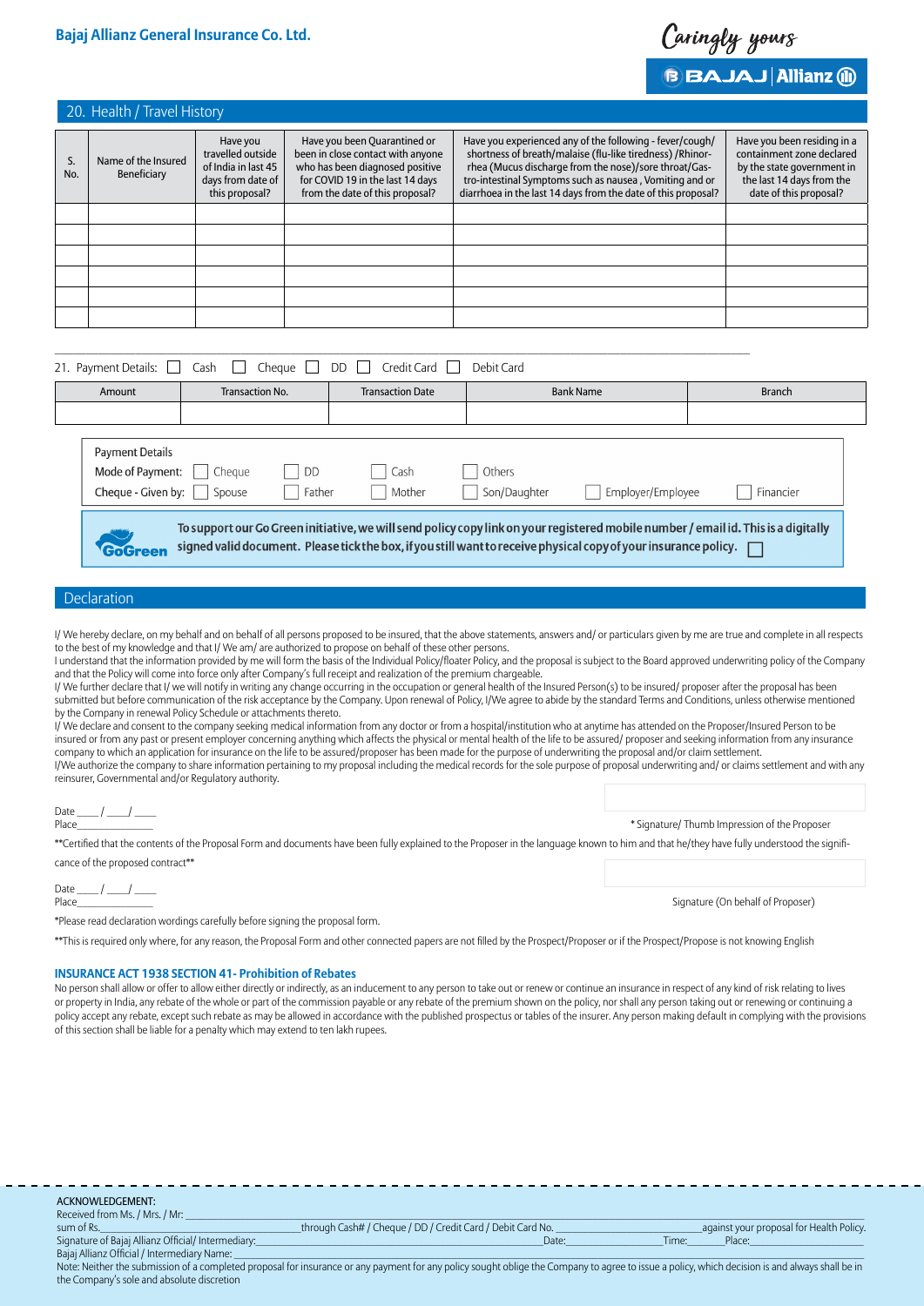## 20. Health / Travel History

| S. No. | Name of the Insured Beneficiary | Have you travelled outside of India in last 45 days from date of this proposal? | Have you been Quarantined or been in close contact with anyone who has been diagnosed positive for COVID 19 in the last 14 days from the date of this proposal? | Have you experienced any of the following - fever/cough/ shortness of breath/malaise (flu-like tiredness) /Rhinorrhea (Mucus discharge from the nose)/sore throat/Gastro-intestinal Symptoms such as nausea , Vomiting and or diarrhoea in the last 14 days from the date of this proposal? | Have you been residing in a containment zone declared by the state government in the last 14 days from the date of this proposal? |
|---|---|---|---|---|---|
| | | | | | |
| | | | | | |
| | | | | | |
| | | | | | |
| | | | | | |
| | | | | | |

21. Payment Details: ☐ Cash ☐ Cheque ☐ DD ☐ Credit Card ☐ Debit Card

| Amount | Transaction No. | Transaction Date | Bank Name | Branch |
|---|---|---|---|---|
| | | | | |

Payment Details

Mode of Payment: ☐ Cheque ☐ DD ☐ Cash ☐ Others

Cheque - Given by: ☐ Spouse ☐ Father ☐ Mother ☐ Son/Daughter ☐ Employer/Employee ☐ Financier

GoGreen

**To support our Go Green initiative, we will send policy copy link on your registered mobile number / email id. This is a digitally signed valid document. Please tick the box, if you still want to receive physical copy of your insurance policy.** ☐

## Declaration

I/ We hereby declare, on my behalf and on behalf of all persons proposed to be insured, that the above statements, answers and/ or particulars given by me are true and complete in all respects to the best of my knowledge and that I/ We am/ are authorized to propose on behalf of these other persons.

I understand that the information provided by me will form the basis of the Individual Policy/floater Policy, and the proposal is subject to the Board approved underwriting policy of the Company and that the Policy will come into force only after Company's full receipt and realization of the premium chargeable.

I/ We further declare that I/ we will notify in writing any change occurring in the occupation or general health of the Insured Person(s) to be insured/ proposer after the proposal has been submitted but before communication of the risk acceptance by the Company. Upon renewal of Policy, I/We agree to abide by the standard Terms and Conditions, unless otherwise mentioned by the Company in renewal Policy Schedule or attachments thereto.

I/ We declare and consent to the company seeking medical information from any doctor or from a hospital/institution who at anytime has attended on the Proposer/Insured Person to be insured or from any past or present employer concerning anything which affects the physical or mental health of the life to be assured/ proposer and seeking information from any insurance company to which an application for insurance on the life to be assured/proposer has been made for the purpose of underwriting the proposal and/or claim settlement.

I/We authorize the company to share information pertaining to my proposal including the medical records for the sole purpose of proposal underwriting and/ or claims settlement and with any reinsurer, Governmental and/or Regulatory authority.

Date ____/ ____/ ____

Place______________

\* Signature/ Thumb Impression of the Proposer

\*\*Certified that the contents of the Proposal Form and documents have been fully explained to the Proposer in the language known to him and that he/they have fully understood the significance of the proposed contract\*\*

Date ____/ ____/ ____

Place______________

Signature (On behalf of Proposer)

\*Please read declaration wordings carefully before signing the proposal form.

\*\*This is required only where, for any reason, the Proposal Form and other connected papers are not filled by the Prospect/Proposer or if the Prospect/Propose is not knowing English

### INSURANCE ACT 1938 SECTION 41- Prohibition of Rebates

No person shall allow or offer to allow either directly or indirectly, as an inducement to any person to take out or renew or continue an insurance in respect of any kind of risk relating to lives or property in India, any rebate of the whole or part of the commission payable or any rebate of the premium shown on the policy, nor shall any person taking out or renewing or continuing a policy accept any rebate, except such rebate as may be allowed in accordance with the published prospectus or tables of the insurer. Any person making default in complying with the provisions of this section shall be liable for a penalty which may extend to ten lakh rupees.

ACKNOWLEDGEMENT:

Received from Ms. / Mrs. / Mr: ____________________

sum of Rs.____________________ through Cash# / Cheque / DD / Credit Card / Debit Card No. ____________________ against your proposal for Health Policy.

Signature of Bajaj Allianz Official / Intermediary:____________________ Date:__________ Time:______ Place:__________

Bajaj Allianz Official / Intermediary Name: ____________________

Note: Neither the submission of a completed proposal for insurance or any payment for any policy sought oblige the Company to agree to issue a policy, which decision is and always shall be in the Company's sole and absolute discretion